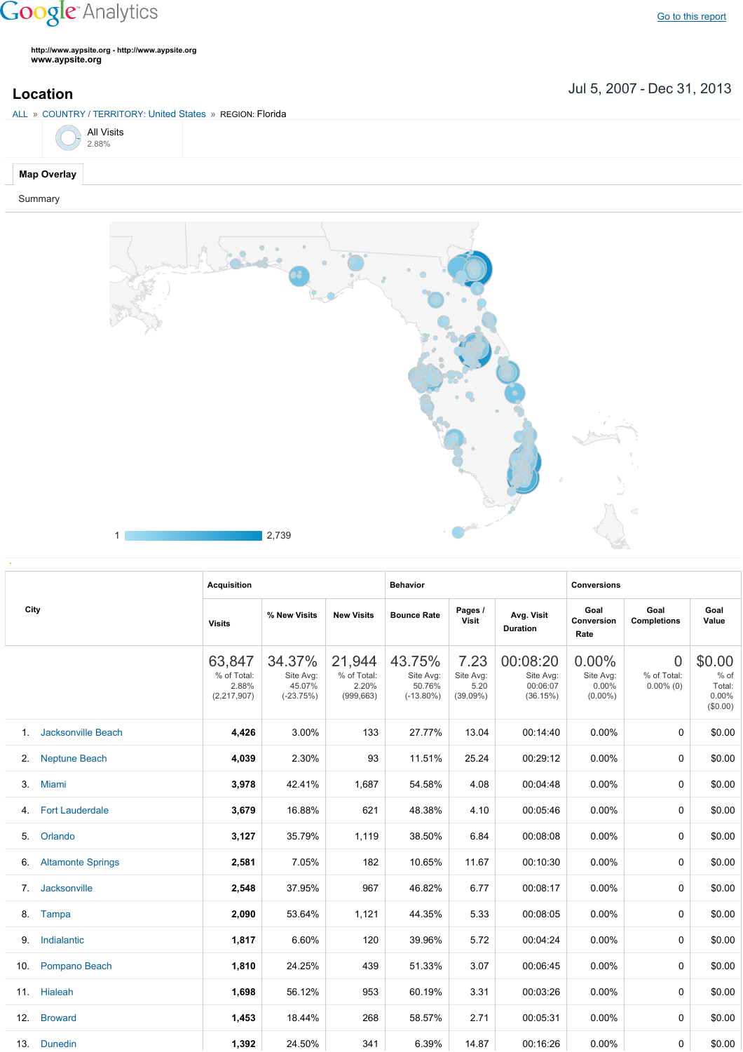Google Analytics

Go to this report

http://www.aypsite.org - http://www.aypsite.org
**www.aypsite.org**

## Location

Jul 5, 2007 - Dec 31, 2013

ALL » COUNTRY / TERRITORY: United States » REGION: Florida

All Visits
2.88%

**Map Overlay**

Summary

1 2,739

| City | Acquisition | | | Behavior | | | Conversions | | |
|---|---|---|---|---|---|---|---|---|---|
| | Visits | % New Visits | New Visits | Bounce Rate | Pages / Visit | Avg. Visit Duration | Goal Conversion Rate | Goal Completions | Goal Value |
| | 63,847 % of Total: 2.88% (2,217,907) | 34.37% Site Avg: 45.07% (-23.75%) | 21,944 % of Total: 2.20% (999,663) | 43.75% Site Avg: 50.76% (-13.80%) | 7.23 Site Avg: 5.20 (39.09%) | 00:08:20 Site Avg: 00:06:07 (36.15%) | 0.00% Site Avg: 0.00% (0.00%) | 0 % of Total: 0.00% (0) | $0.00 % of Total: 0.00% ($0.00) |
| 1. Jacksonville Beach | 4,426 | 3.00% | 133 | 27.77% | 13.04 | 00:14:40 | 0.00% | 0 | $0.00 |
| 2. Neptune Beach | 4,039 | 2.30% | 93 | 11.51% | 25.24 | 00:29:12 | 0.00% | 0 | $0.00 |
| 3. Miami | 3,978 | 42.41% | 1,687 | 54.58% | 4.08 | 00:04:48 | 0.00% | 0 | $0.00 |
| 4. Fort Lauderdale | 3,679 | 16.88% | 621 | 48.38% | 4.10 | 00:05:46 | 0.00% | 0 | $0.00 |
| 5. Orlando | 3,127 | 35.79% | 1,119 | 38.50% | 6.84 | 00:08:08 | 0.00% | 0 | $0.00 |
| 6. Altamonte Springs | 2,581 | 7.05% | 182 | 10.65% | 11.67 | 00:10:30 | 0.00% | 0 | $0.00 |
| 7. Jacksonville | 2,548 | 37.95% | 967 | 46.82% | 6.77 | 00:08:17 | 0.00% | 0 | $0.00 |
| 8. Tampa | 2,090 | 53.64% | 1,121 | 44.35% | 5.33 | 00:08:05 | 0.00% | 0 | $0.00 |
| 9. Indialantic | 1,817 | 6.60% | 120 | 39.96% | 5.72 | 00:04:24 | 0.00% | 0 | $0.00 |
| 10. Pompano Beach | 1,810 | 24.25% | 439 | 51.33% | 3.07 | 00:06:45 | 0.00% | 0 | $0.00 |
| 11. Hialeah | 1,698 | 56.12% | 953 | 60.19% | 3.31 | 00:03:26 | 0.00% | 0 | $0.00 |
| 12. Broward | 1,453 | 18.44% | 268 | 58.57% | 2.71 | 00:05:31 | 0.00% | 0 | $0.00 |
| 13. Dunedin | 1,392 | 24.50% | 341 | 6.39% | 14.87 | 00:16:26 | 0.00% | 0 | $0.00 |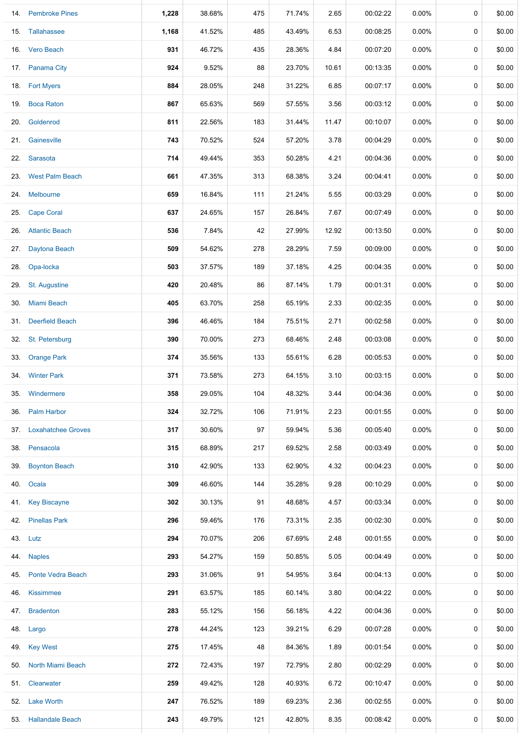| | | | | | | | | | | |
|---|---|---|---|---|---|---|---|---|---|---|
| 14. | Pembroke Pines | **1,228** | 38.68% | 475 | 71.74% | 2.65 | 00:02:22 | 0.00% | 0 | $0.00 |
| 15. | Tallahassee | **1,168** | 41.52% | 485 | 43.49% | 6.53 | 00:08:25 | 0.00% | 0 | $0.00 |
| 16. | Vero Beach | **931** | 46.72% | 435 | 28.36% | 4.84 | 00:07:20 | 0.00% | 0 | $0.00 |
| 17. | Panama City | **924** | 9.52% | 88 | 23.70% | 10.61 | 00:13:35 | 0.00% | 0 | $0.00 |
| 18. | Fort Myers | **884** | 28.05% | 248 | 31.22% | 6.85 | 00:07:17 | 0.00% | 0 | $0.00 |
| 19. | Boca Raton | **867** | 65.63% | 569 | 57.55% | 3.56 | 00:03:12 | 0.00% | 0 | $0.00 |
| 20. | Goldenrod | **811** | 22.56% | 183 | 31.44% | 11.47 | 00:10:07 | 0.00% | 0 | $0.00 |
| 21. | Gainesville | **743** | 70.52% | 524 | 57.20% | 3.78 | 00:04:29 | 0.00% | 0 | $0.00 |
| 22. | Sarasota | **714** | 49.44% | 353 | 50.28% | 4.21 | 00:04:36 | 0.00% | 0 | $0.00 |
| 23. | West Palm Beach | **661** | 47.35% | 313 | 68.38% | 3.24 | 00:04:41 | 0.00% | 0 | $0.00 |
| 24. | Melbourne | **659** | 16.84% | 111 | 21.24% | 5.55 | 00:03:29 | 0.00% | 0 | $0.00 |
| 25. | Cape Coral | **637** | 24.65% | 157 | 26.84% | 7.67 | 00:07:49 | 0.00% | 0 | $0.00 |
| 26. | Atlantic Beach | **536** | 7.84% | 42 | 27.99% | 12.92 | 00:13:50 | 0.00% | 0 | $0.00 |
| 27. | Daytona Beach | **509** | 54.62% | 278 | 28.29% | 7.59 | 00:09:00 | 0.00% | 0 | $0.00 |
| 28. | Opa-locka | **503** | 37.57% | 189 | 37.18% | 4.25 | 00:04:35 | 0.00% | 0 | $0.00 |
| 29. | St. Augustine | **420** | 20.48% | 86 | 87.14% | 1.79 | 00:01:31 | 0.00% | 0 | $0.00 |
| 30. | Miami Beach | **405** | 63.70% | 258 | 65.19% | 2.33 | 00:02:35 | 0.00% | 0 | $0.00 |
| 31. | Deerfield Beach | **396** | 46.46% | 184 | 75.51% | 2.71 | 00:02:58 | 0.00% | 0 | $0.00 |
| 32. | St. Petersburg | **390** | 70.00% | 273 | 68.46% | 2.48 | 00:03:08 | 0.00% | 0 | $0.00 |
| 33. | Orange Park | **374** | 35.56% | 133 | 55.61% | 6.28 | 00:05:53 | 0.00% | 0 | $0.00 |
| 34. | Winter Park | **371** | 73.58% | 273 | 64.15% | 3.10 | 00:03:15 | 0.00% | 0 | $0.00 |
| 35. | Windermere | **358** | 29.05% | 104 | 48.32% | 3.44 | 00:04:36 | 0.00% | 0 | $0.00 |
| 36. | Palm Harbor | **324** | 32.72% | 106 | 71.91% | 2.23 | 00:01:55 | 0.00% | 0 | $0.00 |
| 37. | Loxahatchee Groves | **317** | 30.60% | 97 | 59.94% | 5.36 | 00:05:40 | 0.00% | 0 | $0.00 |
| 38. | Pensacola | **315** | 68.89% | 217 | 69.52% | 2.58 | 00:03:49 | 0.00% | 0 | $0.00 |
| 39. | Boynton Beach | **310** | 42.90% | 133 | 62.90% | 4.32 | 00:04:23 | 0.00% | 0 | $0.00 |
| 40. | Ocala | **309** | 46.60% | 144 | 35.28% | 9.28 | 00:10:29 | 0.00% | 0 | $0.00 |
| 41. | Key Biscayne | **302** | 30.13% | 91 | 48.68% | 4.57 | 00:03:34 | 0.00% | 0 | $0.00 |
| 42. | Pinellas Park | **296** | 59.46% | 176 | 73.31% | 2.35 | 00:02:30 | 0.00% | 0 | $0.00 |
| 43. | Lutz | **294** | 70.07% | 206 | 67.69% | 2.48 | 00:01:55 | 0.00% | 0 | $0.00 |
| 44. | Naples | **293** | 54.27% | 159 | 50.85% | 5.05 | 00:04:49 | 0.00% | 0 | $0.00 |
| 45. | Ponte Vedra Beach | **293** | 31.06% | 91 | 54.95% | 3.64 | 00:04:13 | 0.00% | 0 | $0.00 |
| 46. | Kissimmee | **291** | 63.57% | 185 | 60.14% | 3.80 | 00:04:22 | 0.00% | 0 | $0.00 |
| 47. | Bradenton | **283** | 55.12% | 156 | 56.18% | 4.22 | 00:04:36 | 0.00% | 0 | $0.00 |
| 48. | Largo | **278** | 44.24% | 123 | 39.21% | 6.29 | 00:07:28 | 0.00% | 0 | $0.00 |
| 49. | Key West | **275** | 17.45% | 48 | 84.36% | 1.89 | 00:01:54 | 0.00% | 0 | $0.00 |
| 50. | North Miami Beach | **272** | 72.43% | 197 | 72.79% | 2.80 | 00:02:29 | 0.00% | 0 | $0.00 |
| 51. | Clearwater | **259** | 49.42% | 128 | 40.93% | 6.72 | 00:10:47 | 0.00% | 0 | $0.00 |
| 52. | Lake Worth | **247** | 76.52% | 189 | 69.23% | 2.36 | 00:02:55 | 0.00% | 0 | $0.00 |
| 53. | Hallandale Beach | **243** | 49.79% | 121 | 42.80% | 8.35 | 00:08:42 | 0.00% | 0 | $0.00 |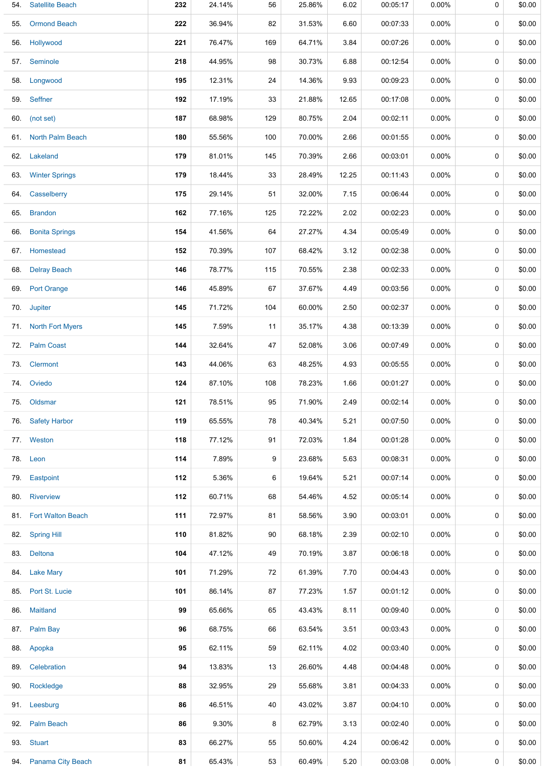| | | | | | | | | | |
|---|---|---|---|---|---|---|---|---|---|
| 54. | Satellite Beach | **232** | 24.14% | 56 | 25.86% | 6.02 | 00:05:17 | 0.00% | 0 | $0.00 |
| 55. | Ormond Beach | **222** | 36.94% | 82 | 31.53% | 6.60 | 00:07:33 | 0.00% | 0 | $0.00 |
| 56. | Hollywood | **221** | 76.47% | 169 | 64.71% | 3.84 | 00:07:26 | 0.00% | 0 | $0.00 |
| 57. | Seminole | **218** | 44.95% | 98 | 30.73% | 6.88 | 00:12:54 | 0.00% | 0 | $0.00 |
| 58. | Longwood | **195** | 12.31% | 24 | 14.36% | 9.93 | 00:09:23 | 0.00% | 0 | $0.00 |
| 59. | Seffner | **192** | 17.19% | 33 | 21.88% | 12.65 | 00:17:08 | 0.00% | 0 | $0.00 |
| 60. | (not set) | **187** | 68.98% | 129 | 80.75% | 2.04 | 00:02:11 | 0.00% | 0 | $0.00 |
| 61. | North Palm Beach | **180** | 55.56% | 100 | 70.00% | 2.66 | 00:01:55 | 0.00% | 0 | $0.00 |
| 62. | Lakeland | **179** | 81.01% | 145 | 70.39% | 2.66 | 00:03:01 | 0.00% | 0 | $0.00 |
| 63. | Winter Springs | **179** | 18.44% | 33 | 28.49% | 12.25 | 00:11:43 | 0.00% | 0 | $0.00 |
| 64. | Casselberry | **175** | 29.14% | 51 | 32.00% | 7.15 | 00:06:44 | 0.00% | 0 | $0.00 |
| 65. | Brandon | **162** | 77.16% | 125 | 72.22% | 2.02 | 00:02:23 | 0.00% | 0 | $0.00 |
| 66. | Bonita Springs | **154** | 41.56% | 64 | 27.27% | 4.34 | 00:05:49 | 0.00% | 0 | $0.00 |
| 67. | Homestead | **152** | 70.39% | 107 | 68.42% | 3.12 | 00:02:38 | 0.00% | 0 | $0.00 |
| 68. | Delray Beach | **146** | 78.77% | 115 | 70.55% | 2.38 | 00:02:33 | 0.00% | 0 | $0.00 |
| 69. | Port Orange | **146** | 45.89% | 67 | 37.67% | 4.49 | 00:03:56 | 0.00% | 0 | $0.00 |
| 70. | Jupiter | **145** | 71.72% | 104 | 60.00% | 2.50 | 00:02:37 | 0.00% | 0 | $0.00 |
| 71. | North Fort Myers | **145** | 7.59% | 11 | 35.17% | 4.38 | 00:13:39 | 0.00% | 0 | $0.00 |
| 72. | Palm Coast | **144** | 32.64% | 47 | 52.08% | 3.06 | 00:07:49 | 0.00% | 0 | $0.00 |
| 73. | Clermont | **143** | 44.06% | 63 | 48.25% | 4.93 | 00:05:55 | 0.00% | 0 | $0.00 |
| 74. | Oviedo | **124** | 87.10% | 108 | 78.23% | 1.66 | 00:01:27 | 0.00% | 0 | $0.00 |
| 75. | Oldsmar | **121** | 78.51% | 95 | 71.90% | 2.49 | 00:02:14 | 0.00% | 0 | $0.00 |
| 76. | Safety Harbor | **119** | 65.55% | 78 | 40.34% | 5.21 | 00:07:50 | 0.00% | 0 | $0.00 |
| 77. | Weston | **118** | 77.12% | 91 | 72.03% | 1.84 | 00:01:28 | 0.00% | 0 | $0.00 |
| 78. | Leon | **114** | 7.89% | 9 | 23.68% | 5.63 | 00:08:31 | 0.00% | 0 | $0.00 |
| 79. | Eastpoint | **112** | 5.36% | 6 | 19.64% | 5.21 | 00:07:14 | 0.00% | 0 | $0.00 |
| 80. | Riverview | **112** | 60.71% | 68 | 54.46% | 4.52 | 00:05:14 | 0.00% | 0 | $0.00 |
| 81. | Fort Walton Beach | **111** | 72.97% | 81 | 58.56% | 3.90 | 00:03:01 | 0.00% | 0 | $0.00 |
| 82. | Spring Hill | **110** | 81.82% | 90 | 68.18% | 2.39 | 00:02:10 | 0.00% | 0 | $0.00 |
| 83. | Deltona | **104** | 47.12% | 49 | 70.19% | 3.87 | 00:06:18 | 0.00% | 0 | $0.00 |
| 84. | Lake Mary | **101** | 71.29% | 72 | 61.39% | 7.70 | 00:04:43 | 0.00% | 0 | $0.00 |
| 85. | Port St. Lucie | **101** | 86.14% | 87 | 77.23% | 1.57 | 00:01:12 | 0.00% | 0 | $0.00 |
| 86. | Maitland | **99** | 65.66% | 65 | 43.43% | 8.11 | 00:09:40 | 0.00% | 0 | $0.00 |
| 87. | Palm Bay | **96** | 68.75% | 66 | 63.54% | 3.51 | 00:03:43 | 0.00% | 0 | $0.00 |
| 88. | Apopka | **95** | 62.11% | 59 | 62.11% | 4.02 | 00:03:40 | 0.00% | 0 | $0.00 |
| 89. | Celebration | **94** | 13.83% | 13 | 26.60% | 4.48 | 00:04:48 | 0.00% | 0 | $0.00 |
| 90. | Rockledge | **88** | 32.95% | 29 | 55.68% | 3.81 | 00:04:33 | 0.00% | 0 | $0.00 |
| 91. | Leesburg | **86** | 46.51% | 40 | 43.02% | 3.87 | 00:04:10 | 0.00% | 0 | $0.00 |
| 92. | Palm Beach | **86** | 9.30% | 8 | 62.79% | 3.13 | 00:02:40 | 0.00% | 0 | $0.00 |
| 93. | Stuart | **83** | 66.27% | 55 | 50.60% | 4.24 | 00:06:42 | 0.00% | 0 | $0.00 |
| 94. | Panama City Beach | **81** | 65.43% | 53 | 60.49% | 5.20 | 00:03:08 | 0.00% | 0 | $0.00 |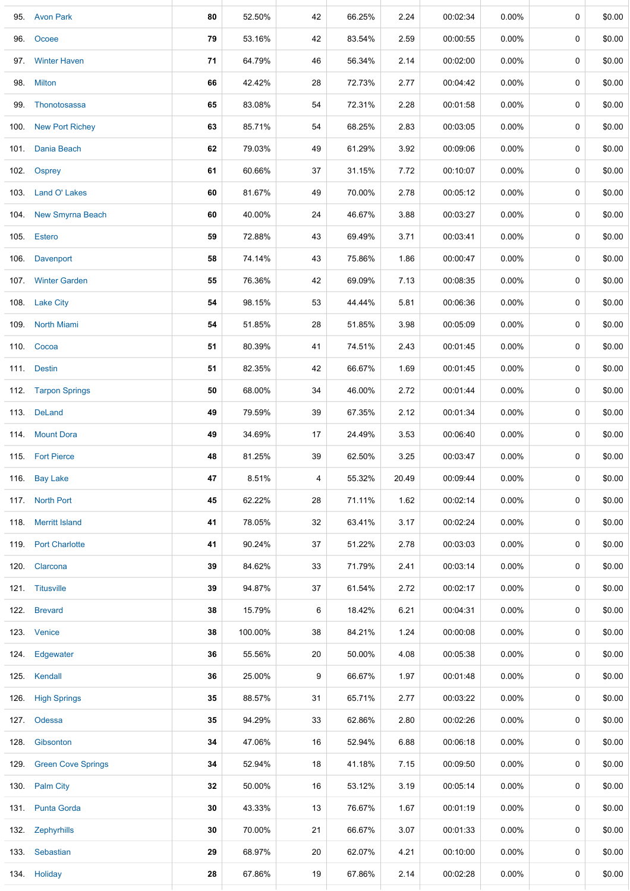| | | | | | | | | | | |
|---|---|---|---|---|---|---|---|---|---|---|
| 95. | Avon Park | **80** | 52.50% | 42 | 66.25% | 2.24 | 00:02:34 | 0.00% | 0 | $0.00 |
| 96. | Ocoee | **79** | 53.16% | 42 | 83.54% | 2.59 | 00:00:55 | 0.00% | 0 | $0.00 |
| 97. | Winter Haven | **71** | 64.79% | 46 | 56.34% | 2.14 | 00:02:00 | 0.00% | 0 | $0.00 |
| 98. | Milton | **66** | 42.42% | 28 | 72.73% | 2.77 | 00:04:42 | 0.00% | 0 | $0.00 |
| 99. | Thonotosassa | **65** | 83.08% | 54 | 72.31% | 2.28 | 00:01:58 | 0.00% | 0 | $0.00 |
| 100. | New Port Richey | **63** | 85.71% | 54 | 68.25% | 2.83 | 00:03:05 | 0.00% | 0 | $0.00 |
| 101. | Dania Beach | **62** | 79.03% | 49 | 61.29% | 3.92 | 00:09:06 | 0.00% | 0 | $0.00 |
| 102. | Osprey | **61** | 60.66% | 37 | 31.15% | 7.72 | 00:10:07 | 0.00% | 0 | $0.00 |
| 103. | Land O' Lakes | **60** | 81.67% | 49 | 70.00% | 2.78 | 00:05:12 | 0.00% | 0 | $0.00 |
| 104. | New Smyrna Beach | **60** | 40.00% | 24 | 46.67% | 3.88 | 00:03:27 | 0.00% | 0 | $0.00 |
| 105. | Estero | **59** | 72.88% | 43 | 69.49% | 3.71 | 00:03:41 | 0.00% | 0 | $0.00 |
| 106. | Davenport | **58** | 74.14% | 43 | 75.86% | 1.86 | 00:00:47 | 0.00% | 0 | $0.00 |
| 107. | Winter Garden | **55** | 76.36% | 42 | 69.09% | 7.13 | 00:08:35 | 0.00% | 0 | $0.00 |
| 108. | Lake City | **54** | 98.15% | 53 | 44.44% | 5.81 | 00:06:36 | 0.00% | 0 | $0.00 |
| 109. | North Miami | **54** | 51.85% | 28 | 51.85% | 3.98 | 00:05:09 | 0.00% | 0 | $0.00 |
| 110. | Cocoa | **51** | 80.39% | 41 | 74.51% | 2.43 | 00:01:45 | 0.00% | 0 | $0.00 |
| 111. | Destin | **51** | 82.35% | 42 | 66.67% | 1.69 | 00:01:45 | 0.00% | 0 | $0.00 |
| 112. | Tarpon Springs | **50** | 68.00% | 34 | 46.00% | 2.72 | 00:01:44 | 0.00% | 0 | $0.00 |
| 113. | DeLand | **49** | 79.59% | 39 | 67.35% | 2.12 | 00:01:34 | 0.00% | 0 | $0.00 |
| 114. | Mount Dora | **49** | 34.69% | 17 | 24.49% | 3.53 | 00:06:40 | 0.00% | 0 | $0.00 |
| 115. | Fort Pierce | **48** | 81.25% | 39 | 62.50% | 3.25 | 00:03:47 | 0.00% | 0 | $0.00 |
| 116. | Bay Lake | **47** | 8.51% | 4 | 55.32% | 20.49 | 00:09:44 | 0.00% | 0 | $0.00 |
| 117. | North Port | **45** | 62.22% | 28 | 71.11% | 1.62 | 00:02:14 | 0.00% | 0 | $0.00 |
| 118. | Merritt Island | **41** | 78.05% | 32 | 63.41% | 3.17 | 00:02:24 | 0.00% | 0 | $0.00 |
| 119. | Port Charlotte | **41** | 90.24% | 37 | 51.22% | 2.78 | 00:03:03 | 0.00% | 0 | $0.00 |
| 120. | Clarcona | **39** | 84.62% | 33 | 71.79% | 2.41 | 00:03:14 | 0.00% | 0 | $0.00 |
| 121. | Titusville | **39** | 94.87% | 37 | 61.54% | 2.72 | 00:02:17 | 0.00% | 0 | $0.00 |
| 122. | Brevard | **38** | 15.79% | 6 | 18.42% | 6.21 | 00:04:31 | 0.00% | 0 | $0.00 |
| 123. | Venice | **38** | 100.00% | 38 | 84.21% | 1.24 | 00:00:08 | 0.00% | 0 | $0.00 |
| 124. | Edgewater | **36** | 55.56% | 20 | 50.00% | 4.08 | 00:05:38 | 0.00% | 0 | $0.00 |
| 125. | Kendall | **36** | 25.00% | 9 | 66.67% | 1.97 | 00:01:48 | 0.00% | 0 | $0.00 |
| 126. | High Springs | **35** | 88.57% | 31 | 65.71% | 2.77 | 00:03:22 | 0.00% | 0 | $0.00 |
| 127. | Odessa | **35** | 94.29% | 33 | 62.86% | 2.80 | 00:02:26 | 0.00% | 0 | $0.00 |
| 128. | Gibsonton | **34** | 47.06% | 16 | 52.94% | 6.88 | 00:06:18 | 0.00% | 0 | $0.00 |
| 129. | Green Cove Springs | **34** | 52.94% | 18 | 41.18% | 7.15 | 00:09:50 | 0.00% | 0 | $0.00 |
| 130. | Palm City | **32** | 50.00% | 16 | 53.12% | 3.19 | 00:05:14 | 0.00% | 0 | $0.00 |
| 131. | Punta Gorda | **30** | 43.33% | 13 | 76.67% | 1.67 | 00:01:19 | 0.00% | 0 | $0.00 |
| 132. | Zephyrhills | **30** | 70.00% | 21 | 66.67% | 3.07 | 00:01:33 | 0.00% | 0 | $0.00 |
| 133. | Sebastian | **29** | 68.97% | 20 | 62.07% | 4.21 | 00:10:00 | 0.00% | 0 | $0.00 |
| 134. | Holiday | **28** | 67.86% | 19 | 67.86% | 2.14 | 00:02:28 | 0.00% | 0 | $0.00 |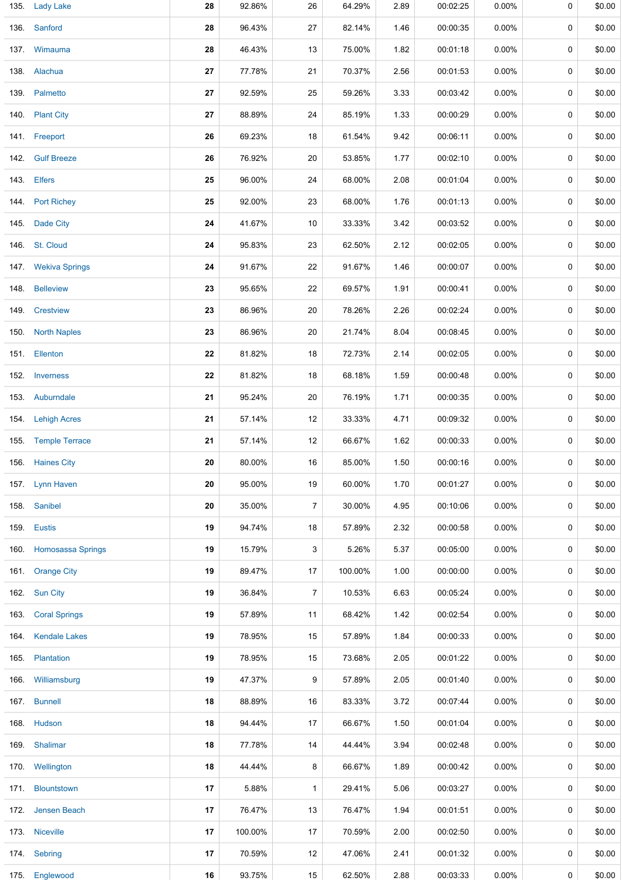| | | | | | | | | | | |
|---|---|---|---|---|---|---|---|---|---|---|
| 135. | Lady Lake | 28 | 92.86% | 26 | 64.29% | 2.89 | 00:02:25 | 0.00% | 0 | $0.00 |
| 136. | Sanford | 28 | 96.43% | 27 | 82.14% | 1.46 | 00:00:35 | 0.00% | 0 | $0.00 |
| 137. | Wimauma | 28 | 46.43% | 13 | 75.00% | 1.82 | 00:01:18 | 0.00% | 0 | $0.00 |
| 138. | Alachua | 27 | 77.78% | 21 | 70.37% | 2.56 | 00:01:53 | 0.00% | 0 | $0.00 |
| 139. | Palmetto | 27 | 92.59% | 25 | 59.26% | 3.33 | 00:03:42 | 0.00% | 0 | $0.00 |
| 140. | Plant City | 27 | 88.89% | 24 | 85.19% | 1.33 | 00:00:29 | 0.00% | 0 | $0.00 |
| 141. | Freeport | 26 | 69.23% | 18 | 61.54% | 9.42 | 00:06:11 | 0.00% | 0 | $0.00 |
| 142. | Gulf Breeze | 26 | 76.92% | 20 | 53.85% | 1.77 | 00:02:10 | 0.00% | 0 | $0.00 |
| 143. | Elfers | 25 | 96.00% | 24 | 68.00% | 2.08 | 00:01:04 | 0.00% | 0 | $0.00 |
| 144. | Port Richey | 25 | 92.00% | 23 | 68.00% | 1.76 | 00:01:13 | 0.00% | 0 | $0.00 |
| 145. | Dade City | 24 | 41.67% | 10 | 33.33% | 3.42 | 00:03:52 | 0.00% | 0 | $0.00 |
| 146. | St. Cloud | 24 | 95.83% | 23 | 62.50% | 2.12 | 00:02:05 | 0.00% | 0 | $0.00 |
| 147. | Wekiva Springs | 24 | 91.67% | 22 | 91.67% | 1.46 | 00:00:07 | 0.00% | 0 | $0.00 |
| 148. | Belleview | 23 | 95.65% | 22 | 69.57% | 1.91 | 00:00:41 | 0.00% | 0 | $0.00 |
| 149. | Crestview | 23 | 86.96% | 20 | 78.26% | 2.26 | 00:02:24 | 0.00% | 0 | $0.00 |
| 150. | North Naples | 23 | 86.96% | 20 | 21.74% | 8.04 | 00:08:45 | 0.00% | 0 | $0.00 |
| 151. | Ellenton | 22 | 81.82% | 18 | 72.73% | 2.14 | 00:02:05 | 0.00% | 0 | $0.00 |
| 152. | Inverness | 22 | 81.82% | 18 | 68.18% | 1.59 | 00:00:48 | 0.00% | 0 | $0.00 |
| 153. | Auburndale | 21 | 95.24% | 20 | 76.19% | 1.71 | 00:00:35 | 0.00% | 0 | $0.00 |
| 154. | Lehigh Acres | 21 | 57.14% | 12 | 33.33% | 4.71 | 00:09:32 | 0.00% | 0 | $0.00 |
| 155. | Temple Terrace | 21 | 57.14% | 12 | 66.67% | 1.62 | 00:00:33 | 0.00% | 0 | $0.00 |
| 156. | Haines City | 20 | 80.00% | 16 | 85.00% | 1.50 | 00:00:16 | 0.00% | 0 | $0.00 |
| 157. | Lynn Haven | 20 | 95.00% | 19 | 60.00% | 1.70 | 00:01:27 | 0.00% | 0 | $0.00 |
| 158. | Sanibel | 20 | 35.00% | 7 | 30.00% | 4.95 | 00:10:06 | 0.00% | 0 | $0.00 |
| 159. | Eustis | 19 | 94.74% | 18 | 57.89% | 2.32 | 00:00:58 | 0.00% | 0 | $0.00 |
| 160. | Homosassa Springs | 19 | 15.79% | 3 | 5.26% | 5.37 | 00:05:00 | 0.00% | 0 | $0.00 |
| 161. | Orange City | 19 | 89.47% | 17 | 100.00% | 1.00 | 00:00:00 | 0.00% | 0 | $0.00 |
| 162. | Sun City | 19 | 36.84% | 7 | 10.53% | 6.63 | 00:05:24 | 0.00% | 0 | $0.00 |
| 163. | Coral Springs | 19 | 57.89% | 11 | 68.42% | 1.42 | 00:02:54 | 0.00% | 0 | $0.00 |
| 164. | Kendale Lakes | 19 | 78.95% | 15 | 57.89% | 1.84 | 00:00:33 | 0.00% | 0 | $0.00 |
| 165. | Plantation | 19 | 78.95% | 15 | 73.68% | 2.05 | 00:01:22 | 0.00% | 0 | $0.00 |
| 166. | Williamsburg | 19 | 47.37% | 9 | 57.89% | 2.05 | 00:01:40 | 0.00% | 0 | $0.00 |
| 167. | Bunnell | 18 | 88.89% | 16 | 83.33% | 3.72 | 00:07:44 | 0.00% | 0 | $0.00 |
| 168. | Hudson | 18 | 94.44% | 17 | 66.67% | 1.50 | 00:01:04 | 0.00% | 0 | $0.00 |
| 169. | Shalimar | 18 | 77.78% | 14 | 44.44% | 3.94 | 00:02:48 | 0.00% | 0 | $0.00 |
| 170. | Wellington | 18 | 44.44% | 8 | 66.67% | 1.89 | 00:00:42 | 0.00% | 0 | $0.00 |
| 171. | Blountstown | 17 | 5.88% | 1 | 29.41% | 5.06 | 00:03:27 | 0.00% | 0 | $0.00 |
| 172. | Jensen Beach | 17 | 76.47% | 13 | 76.47% | 1.94 | 00:01:51 | 0.00% | 0 | $0.00 |
| 173. | Niceville | 17 | 100.00% | 17 | 70.59% | 2.00 | 00:02:50 | 0.00% | 0 | $0.00 |
| 174. | Sebring | 17 | 70.59% | 12 | 47.06% | 2.41 | 00:01:32 | 0.00% | 0 | $0.00 |
| 175. | Englewood | 16 | 93.75% | 15 | 62.50% | 2.88 | 00:03:33 | 0.00% | 0 | $0.00 |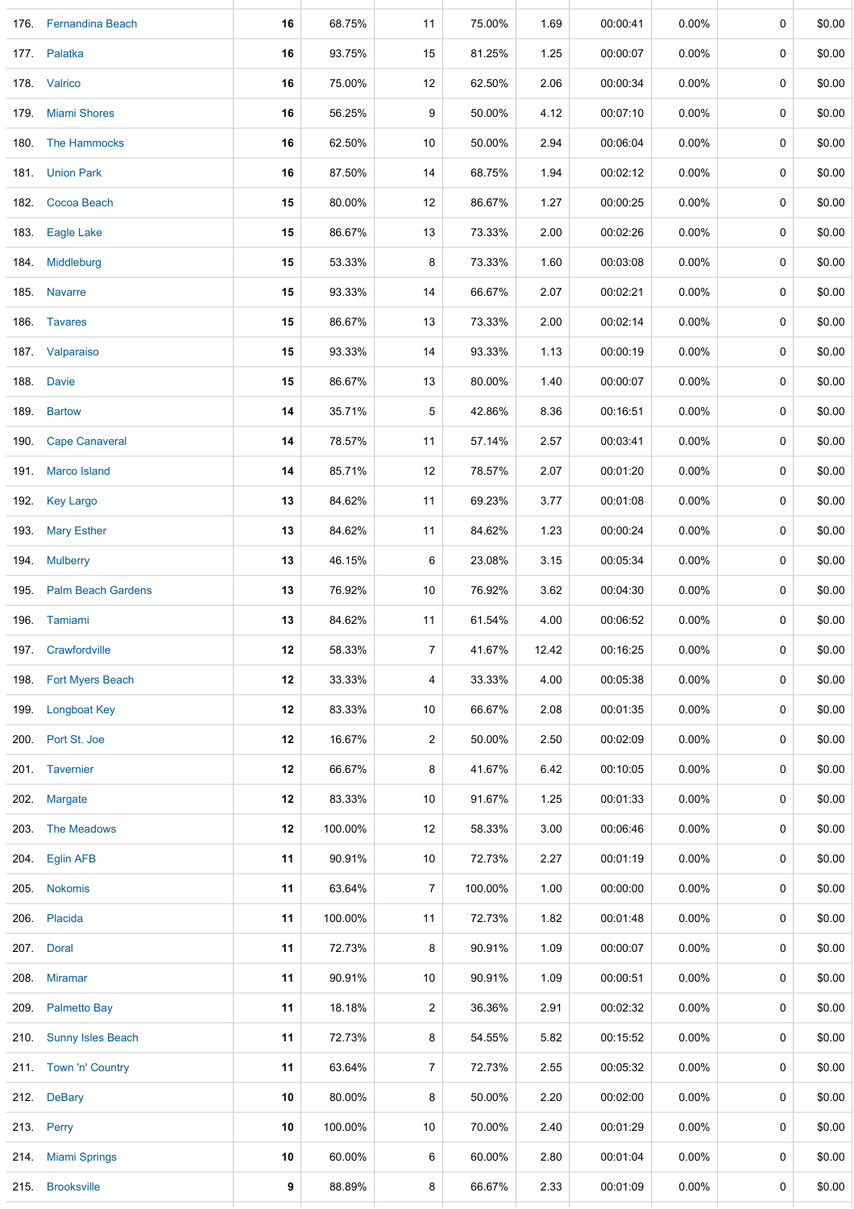| | | | | | | | | | | |
|---|---|---|---|---|---|---|---|---|---|---|
| 176. | Fernandina Beach | **16** | 68.75% | 11 | 75.00% | 1.69 | 00:00:41 | 0.00% | 0 | $0.00 |
| 177. | Palatka | **16** | 93.75% | 15 | 81.25% | 1.25 | 00:00:07 | 0.00% | 0 | $0.00 |
| 178. | Valrico | **16** | 75.00% | 12 | 62.50% | 2.06 | 00:00:34 | 0.00% | 0 | $0.00 |
| 179. | Miami Shores | **16** | 56.25% | 9 | 50.00% | 4.12 | 00:07:10 | 0.00% | 0 | $0.00 |
| 180. | The Hammocks | **16** | 62.50% | 10 | 50.00% | 2.94 | 00:06:04 | 0.00% | 0 | $0.00 |
| 181. | Union Park | **16** | 87.50% | 14 | 68.75% | 1.94 | 00:02:12 | 0.00% | 0 | $0.00 |
| 182. | Cocoa Beach | **15** | 80.00% | 12 | 86.67% | 1.27 | 00:00:25 | 0.00% | 0 | $0.00 |
| 183. | Eagle Lake | **15** | 86.67% | 13 | 73.33% | 2.00 | 00:02:26 | 0.00% | 0 | $0.00 |
| 184. | Middleburg | **15** | 53.33% | 8 | 73.33% | 1.60 | 00:03:08 | 0.00% | 0 | $0.00 |
| 185. | Navarre | **15** | 93.33% | 14 | 66.67% | 2.07 | 00:02:21 | 0.00% | 0 | $0.00 |
| 186. | Tavares | **15** | 86.67% | 13 | 73.33% | 2.00 | 00:02:14 | 0.00% | 0 | $0.00 |
| 187. | Valparaiso | **15** | 93.33% | 14 | 93.33% | 1.13 | 00:00:19 | 0.00% | 0 | $0.00 |
| 188. | Davie | **15** | 86.67% | 13 | 80.00% | 1.40 | 00:00:07 | 0.00% | 0 | $0.00 |
| 189. | Bartow | **14** | 35.71% | 5 | 42.86% | 8.36 | 00:16:51 | 0.00% | 0 | $0.00 |
| 190. | Cape Canaveral | **14** | 78.57% | 11 | 57.14% | 2.57 | 00:03:41 | 0.00% | 0 | $0.00 |
| 191. | Marco Island | **14** | 85.71% | 12 | 78.57% | 2.07 | 00:01:20 | 0.00% | 0 | $0.00 |
| 192. | Key Largo | **13** | 84.62% | 11 | 69.23% | 3.77 | 00:01:08 | 0.00% | 0 | $0.00 |
| 193. | Mary Esther | **13** | 84.62% | 11 | 84.62% | 1.23 | 00:00:24 | 0.00% | 0 | $0.00 |
| 194. | Mulberry | **13** | 46.15% | 6 | 23.08% | 3.15 | 00:05:34 | 0.00% | 0 | $0.00 |
| 195. | Palm Beach Gardens | **13** | 76.92% | 10 | 76.92% | 3.62 | 00:04:30 | 0.00% | 0 | $0.00 |
| 196. | Tamiami | **13** | 84.62% | 11 | 61.54% | 4.00 | 00:06:52 | 0.00% | 0 | $0.00 |
| 197. | Crawfordville | **12** | 58.33% | 7 | 41.67% | 12.42 | 00:16:25 | 0.00% | 0 | $0.00 |
| 198. | Fort Myers Beach | **12** | 33.33% | 4 | 33.33% | 4.00 | 00:05:38 | 0.00% | 0 | $0.00 |
| 199. | Longboat Key | **12** | 83.33% | 10 | 66.67% | 2.08 | 00:01:35 | 0.00% | 0 | $0.00 |
| 200. | Port St. Joe | **12** | 16.67% | 2 | 50.00% | 2.50 | 00:02:09 | 0.00% | 0 | $0.00 |
| 201. | Tavernier | **12** | 66.67% | 8 | 41.67% | 6.42 | 00:10:05 | 0.00% | 0 | $0.00 |
| 202. | Margate | **12** | 83.33% | 10 | 91.67% | 1.25 | 00:01:33 | 0.00% | 0 | $0.00 |
| 203. | The Meadows | **12** | 100.00% | 12 | 58.33% | 3.00 | 00:06:46 | 0.00% | 0 | $0.00 |
| 204. | Eglin AFB | **11** | 90.91% | 10 | 72.73% | 2.27 | 00:01:19 | 0.00% | 0 | $0.00 |
| 205. | Nokomis | **11** | 63.64% | 7 | 100.00% | 1.00 | 00:00:00 | 0.00% | 0 | $0.00 |
| 206. | Placida | **11** | 100.00% | 11 | 72.73% | 1.82 | 00:01:48 | 0.00% | 0 | $0.00 |
| 207. | Doral | **11** | 72.73% | 8 | 90.91% | 1.09 | 00:00:07 | 0.00% | 0 | $0.00 |
| 208. | Miramar | **11** | 90.91% | 10 | 90.91% | 1.09 | 00:00:51 | 0.00% | 0 | $0.00 |
| 209. | Palmetto Bay | **11** | 18.18% | 2 | 36.36% | 2.91 | 00:02:32 | 0.00% | 0 | $0.00 |
| 210. | Sunny Isles Beach | **11** | 72.73% | 8 | 54.55% | 5.82 | 00:15:52 | 0.00% | 0 | $0.00 |
| 211. | Town 'n' Country | **11** | 63.64% | 7 | 72.73% | 2.55 | 00:05:32 | 0.00% | 0 | $0.00 |
| 212. | DeBary | **10** | 80.00% | 8 | 50.00% | 2.20 | 00:02:00 | 0.00% | 0 | $0.00 |
| 213. | Perry | **10** | 100.00% | 10 | 70.00% | 2.40 | 00:01:29 | 0.00% | 0 | $0.00 |
| 214. | Miami Springs | **10** | 60.00% | 6 | 60.00% | 2.80 | 00:01:04 | 0.00% | 0 | $0.00 |
| 215. | Brooksville | **9** | 88.89% | 8 | 66.67% | 2.33 | 00:01:09 | 0.00% | 0 | $0.00 |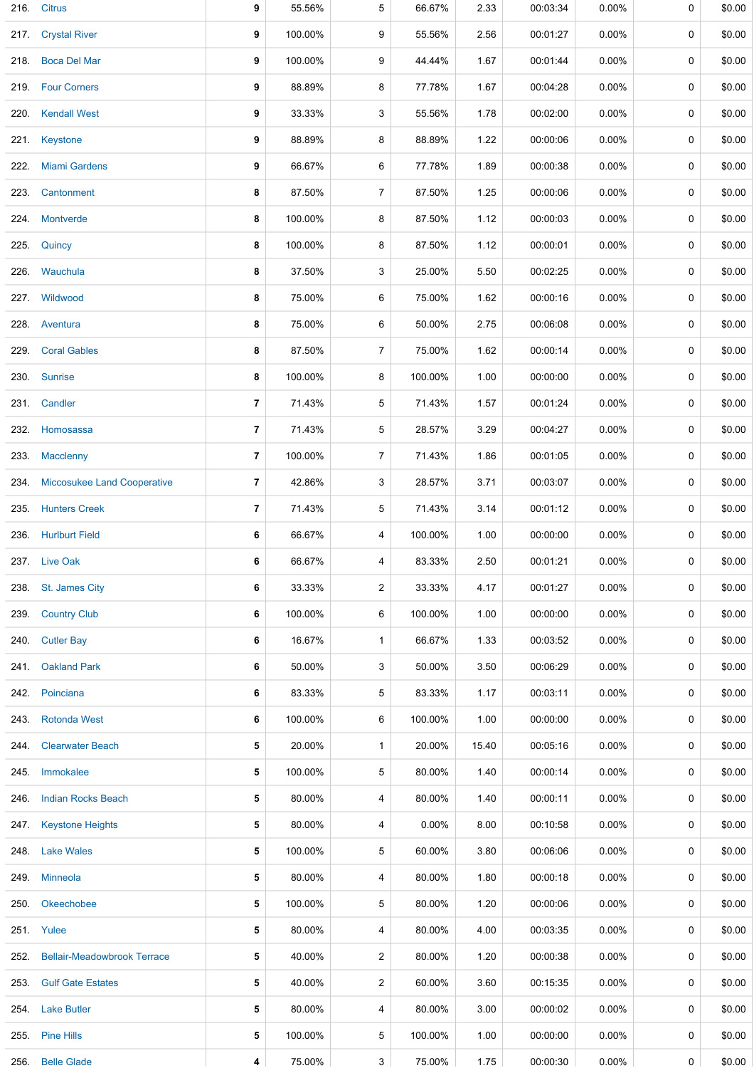| | | | | | | | | | | |
|---|---|---|---|---|---|---|---|---|---|---|
| 216. | Citrus | 9 | 55.56% | 5 | 66.67% | 2.33 | 00:03:34 | 0.00% | 0 | $0.00 |
| 217. | Crystal River | 9 | 100.00% | 9 | 55.56% | 2.56 | 00:01:27 | 0.00% | 0 | $0.00 |
| 218. | Boca Del Mar | 9 | 100.00% | 9 | 44.44% | 1.67 | 00:01:44 | 0.00% | 0 | $0.00 |
| 219. | Four Corners | 9 | 88.89% | 8 | 77.78% | 1.67 | 00:04:28 | 0.00% | 0 | $0.00 |
| 220. | Kendall West | 9 | 33.33% | 3 | 55.56% | 1.78 | 00:02:00 | 0.00% | 0 | $0.00 |
| 221. | Keystone | 9 | 88.89% | 8 | 88.89% | 1.22 | 00:00:06 | 0.00% | 0 | $0.00 |
| 222. | Miami Gardens | 9 | 66.67% | 6 | 77.78% | 1.89 | 00:00:38 | 0.00% | 0 | $0.00 |
| 223. | Cantonment | 8 | 87.50% | 7 | 87.50% | 1.25 | 00:00:06 | 0.00% | 0 | $0.00 |
| 224. | Montverde | 8 | 100.00% | 8 | 87.50% | 1.12 | 00:00:03 | 0.00% | 0 | $0.00 |
| 225. | Quincy | 8 | 100.00% | 8 | 87.50% | 1.12 | 00:00:01 | 0.00% | 0 | $0.00 |
| 226. | Wauchula | 8 | 37.50% | 3 | 25.00% | 5.50 | 00:02:25 | 0.00% | 0 | $0.00 |
| 227. | Wildwood | 8 | 75.00% | 6 | 75.00% | 1.62 | 00:00:16 | 0.00% | 0 | $0.00 |
| 228. | Aventura | 8 | 75.00% | 6 | 50.00% | 2.75 | 00:06:08 | 0.00% | 0 | $0.00 |
| 229. | Coral Gables | 8 | 87.50% | 7 | 75.00% | 1.62 | 00:00:14 | 0.00% | 0 | $0.00 |
| 230. | Sunrise | 8 | 100.00% | 8 | 100.00% | 1.00 | 00:00:00 | 0.00% | 0 | $0.00 |
| 231. | Candler | 7 | 71.43% | 5 | 71.43% | 1.57 | 00:01:24 | 0.00% | 0 | $0.00 |
| 232. | Homosassa | 7 | 71.43% | 5 | 28.57% | 3.29 | 00:04:27 | 0.00% | 0 | $0.00 |
| 233. | Macclenny | 7 | 100.00% | 7 | 71.43% | 1.86 | 00:01:05 | 0.00% | 0 | $0.00 |
| 234. | Miccosukee Land Cooperative | 7 | 42.86% | 3 | 28.57% | 3.71 | 00:03:07 | 0.00% | 0 | $0.00 |
| 235. | Hunters Creek | 7 | 71.43% | 5 | 71.43% | 3.14 | 00:01:12 | 0.00% | 0 | $0.00 |
| 236. | Hurlburt Field | 6 | 66.67% | 4 | 100.00% | 1.00 | 00:00:00 | 0.00% | 0 | $0.00 |
| 237. | Live Oak | 6 | 66.67% | 4 | 83.33% | 2.50 | 00:01:21 | 0.00% | 0 | $0.00 |
| 238. | St. James City | 6 | 33.33% | 2 | 33.33% | 4.17 | 00:01:27 | 0.00% | 0 | $0.00 |
| 239. | Country Club | 6 | 100.00% | 6 | 100.00% | 1.00 | 00:00:00 | 0.00% | 0 | $0.00 |
| 240. | Cutler Bay | 6 | 16.67% | 1 | 66.67% | 1.33 | 00:03:52 | 0.00% | 0 | $0.00 |
| 241. | Oakland Park | 6 | 50.00% | 3 | 50.00% | 3.50 | 00:06:29 | 0.00% | 0 | $0.00 |
| 242. | Poinciana | 6 | 83.33% | 5 | 83.33% | 1.17 | 00:03:11 | 0.00% | 0 | $0.00 |
| 243. | Rotonda West | 6 | 100.00% | 6 | 100.00% | 1.00 | 00:00:00 | 0.00% | 0 | $0.00 |
| 244. | Clearwater Beach | 5 | 20.00% | 1 | 20.00% | 15.40 | 00:05:16 | 0.00% | 0 | $0.00 |
| 245. | Immokalee | 5 | 100.00% | 5 | 80.00% | 1.40 | 00:00:14 | 0.00% | 0 | $0.00 |
| 246. | Indian Rocks Beach | 5 | 80.00% | 4 | 80.00% | 1.40 | 00:00:11 | 0.00% | 0 | $0.00 |
| 247. | Keystone Heights | 5 | 80.00% | 4 | 0.00% | 8.00 | 00:10:58 | 0.00% | 0 | $0.00 |
| 248. | Lake Wales | 5 | 100.00% | 5 | 60.00% | 3.80 | 00:06:06 | 0.00% | 0 | $0.00 |
| 249. | Minneola | 5 | 80.00% | 4 | 80.00% | 1.80 | 00:00:18 | 0.00% | 0 | $0.00 |
| 250. | Okeechobee | 5 | 100.00% | 5 | 80.00% | 1.20 | 00:00:06 | 0.00% | 0 | $0.00 |
| 251. | Yulee | 5 | 80.00% | 4 | 80.00% | 4.00 | 00:03:35 | 0.00% | 0 | $0.00 |
| 252. | Bellair-Meadowbrook Terrace | 5 | 40.00% | 2 | 80.00% | 1.20 | 00:00:38 | 0.00% | 0 | $0.00 |
| 253. | Gulf Gate Estates | 5 | 40.00% | 2 | 60.00% | 3.60 | 00:15:35 | 0.00% | 0 | $0.00 |
| 254. | Lake Butler | 5 | 80.00% | 4 | 80.00% | 3.00 | 00:00:02 | 0.00% | 0 | $0.00 |
| 255. | Pine Hills | 5 | 100.00% | 5 | 100.00% | 1.00 | 00:00:00 | 0.00% | 0 | $0.00 |
| 256. | Belle Glade | 4 | 75.00% | 3 | 75.00% | 1.75 | 00:00:30 | 0.00% | 0 | $0.00 |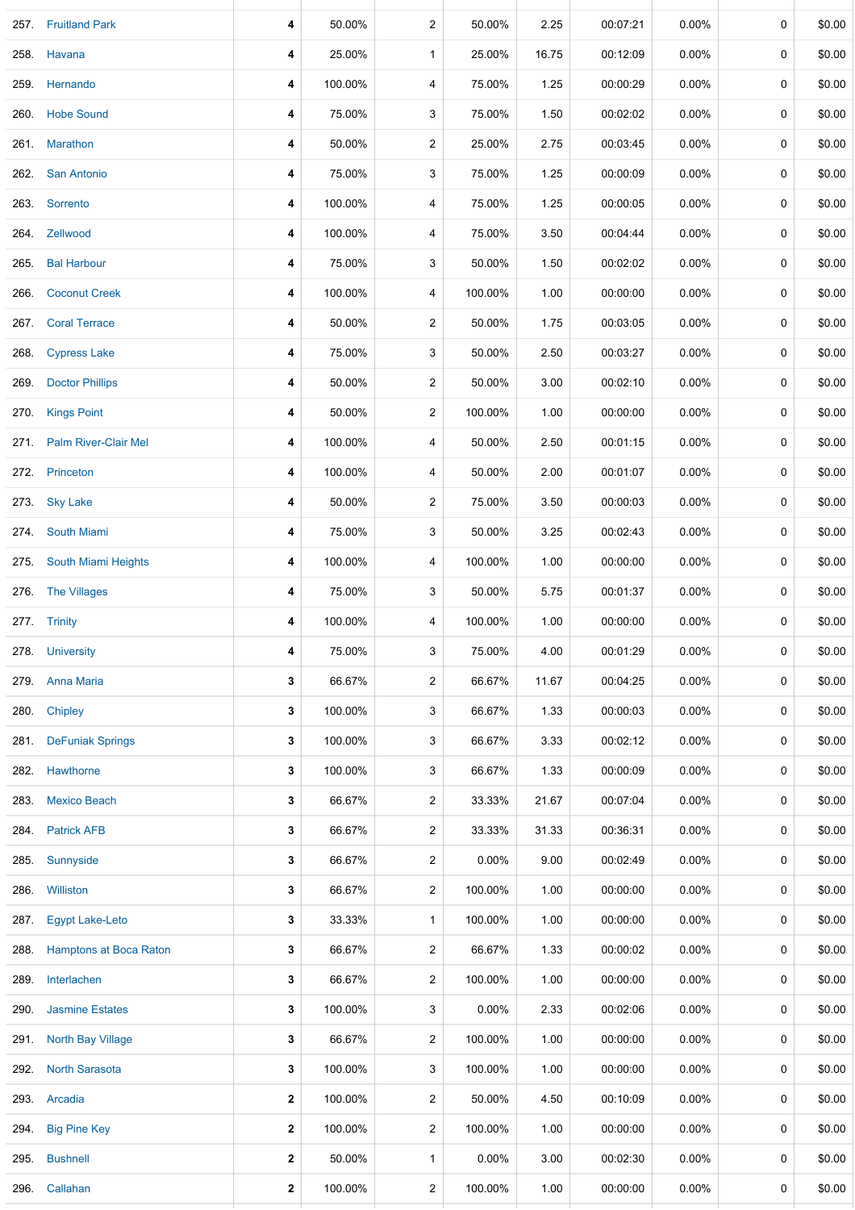| | | | | | | | | | | |
|---|---|---|---|---|---|---|---|---|---|---|
| 257. | Fruitland Park | 4 | 50.00% | 2 | 50.00% | 2.25 | 00:07:21 | 0.00% | 0 | $0.00 |
| 258. | Havana | 4 | 25.00% | 1 | 25.00% | 16.75 | 00:12:09 | 0.00% | 0 | $0.00 |
| 259. | Hernando | 4 | 100.00% | 4 | 75.00% | 1.25 | 00:00:29 | 0.00% | 0 | $0.00 |
| 260. | Hobe Sound | 4 | 75.00% | 3 | 75.00% | 1.50 | 00:02:02 | 0.00% | 0 | $0.00 |
| 261. | Marathon | 4 | 50.00% | 2 | 25.00% | 2.75 | 00:03:45 | 0.00% | 0 | $0.00 |
| 262. | San Antonio | 4 | 75.00% | 3 | 75.00% | 1.25 | 00:00:09 | 0.00% | 0 | $0.00 |
| 263. | Sorrento | 4 | 100.00% | 4 | 75.00% | 1.25 | 00:00:05 | 0.00% | 0 | $0.00 |
| 264. | Zellwood | 4 | 100.00% | 4 | 75.00% | 3.50 | 00:04:44 | 0.00% | 0 | $0.00 |
| 265. | Bal Harbour | 4 | 75.00% | 3 | 50.00% | 1.50 | 00:02:02 | 0.00% | 0 | $0.00 |
| 266. | Coconut Creek | 4 | 100.00% | 4 | 100.00% | 1.00 | 00:00:00 | 0.00% | 0 | $0.00 |
| 267. | Coral Terrace | 4 | 50.00% | 2 | 50.00% | 1.75 | 00:03:05 | 0.00% | 0 | $0.00 |
| 268. | Cypress Lake | 4 | 75.00% | 3 | 50.00% | 2.50 | 00:03:27 | 0.00% | 0 | $0.00 |
| 269. | Doctor Phillips | 4 | 50.00% | 2 | 50.00% | 3.00 | 00:02:10 | 0.00% | 0 | $0.00 |
| 270. | Kings Point | 4 | 50.00% | 2 | 100.00% | 1.00 | 00:00:00 | 0.00% | 0 | $0.00 |
| 271. | Palm River-Clair Mel | 4 | 100.00% | 4 | 50.00% | 2.50 | 00:01:15 | 0.00% | 0 | $0.00 |
| 272. | Princeton | 4 | 100.00% | 4 | 50.00% | 2.00 | 00:01:07 | 0.00% | 0 | $0.00 |
| 273. | Sky Lake | 4 | 50.00% | 2 | 75.00% | 3.50 | 00:00:03 | 0.00% | 0 | $0.00 |
| 274. | South Miami | 4 | 75.00% | 3 | 50.00% | 3.25 | 00:02:43 | 0.00% | 0 | $0.00 |
| 275. | South Miami Heights | 4 | 100.00% | 4 | 100.00% | 1.00 | 00:00:00 | 0.00% | 0 | $0.00 |
| 276. | The Villages | 4 | 75.00% | 3 | 50.00% | 5.75 | 00:01:37 | 0.00% | 0 | $0.00 |
| 277. | Trinity | 4 | 100.00% | 4 | 100.00% | 1.00 | 00:00:00 | 0.00% | 0 | $0.00 |
| 278. | University | 4 | 75.00% | 3 | 75.00% | 4.00 | 00:01:29 | 0.00% | 0 | $0.00 |
| 279. | Anna Maria | 3 | 66.67% | 2 | 66.67% | 11.67 | 00:04:25 | 0.00% | 0 | $0.00 |
| 280. | Chipley | 3 | 100.00% | 3 | 66.67% | 1.33 | 00:00:03 | 0.00% | 0 | $0.00 |
| 281. | DeFuniak Springs | 3 | 100.00% | 3 | 66.67% | 3.33 | 00:02:12 | 0.00% | 0 | $0.00 |
| 282. | Hawthorne | 3 | 100.00% | 3 | 66.67% | 1.33 | 00:00:09 | 0.00% | 0 | $0.00 |
| 283. | Mexico Beach | 3 | 66.67% | 2 | 33.33% | 21.67 | 00:07:04 | 0.00% | 0 | $0.00 |
| 284. | Patrick AFB | 3 | 66.67% | 2 | 33.33% | 31.33 | 00:36:31 | 0.00% | 0 | $0.00 |
| 285. | Sunnyside | 3 | 66.67% | 2 | 0.00% | 9.00 | 00:02:49 | 0.00% | 0 | $0.00 |
| 286. | Williston | 3 | 66.67% | 2 | 100.00% | 1.00 | 00:00:00 | 0.00% | 0 | $0.00 |
| 287. | Egypt Lake-Leto | 3 | 33.33% | 1 | 100.00% | 1.00 | 00:00:00 | 0.00% | 0 | $0.00 |
| 288. | Hamptons at Boca Raton | 3 | 66.67% | 2 | 66.67% | 1.33 | 00:00:02 | 0.00% | 0 | $0.00 |
| 289. | Interlachen | 3 | 66.67% | 2 | 100.00% | 1.00 | 00:00:00 | 0.00% | 0 | $0.00 |
| 290. | Jasmine Estates | 3 | 100.00% | 3 | 0.00% | 2.33 | 00:02:06 | 0.00% | 0 | $0.00 |
| 291. | North Bay Village | 3 | 66.67% | 2 | 100.00% | 1.00 | 00:00:00 | 0.00% | 0 | $0.00 |
| 292. | North Sarasota | 3 | 100.00% | 3 | 100.00% | 1.00 | 00:00:00 | 0.00% | 0 | $0.00 |
| 293. | Arcadia | 2 | 100.00% | 2 | 50.00% | 4.50 | 00:10:09 | 0.00% | 0 | $0.00 |
| 294. | Big Pine Key | 2 | 100.00% | 2 | 100.00% | 1.00 | 00:00:00 | 0.00% | 0 | $0.00 |
| 295. | Bushnell | 2 | 50.00% | 1 | 0.00% | 3.00 | 00:02:30 | 0.00% | 0 | $0.00 |
| 296. | Callahan | 2 | 100.00% | 2 | 100.00% | 1.00 | 00:00:00 | 0.00% | 0 | $0.00 |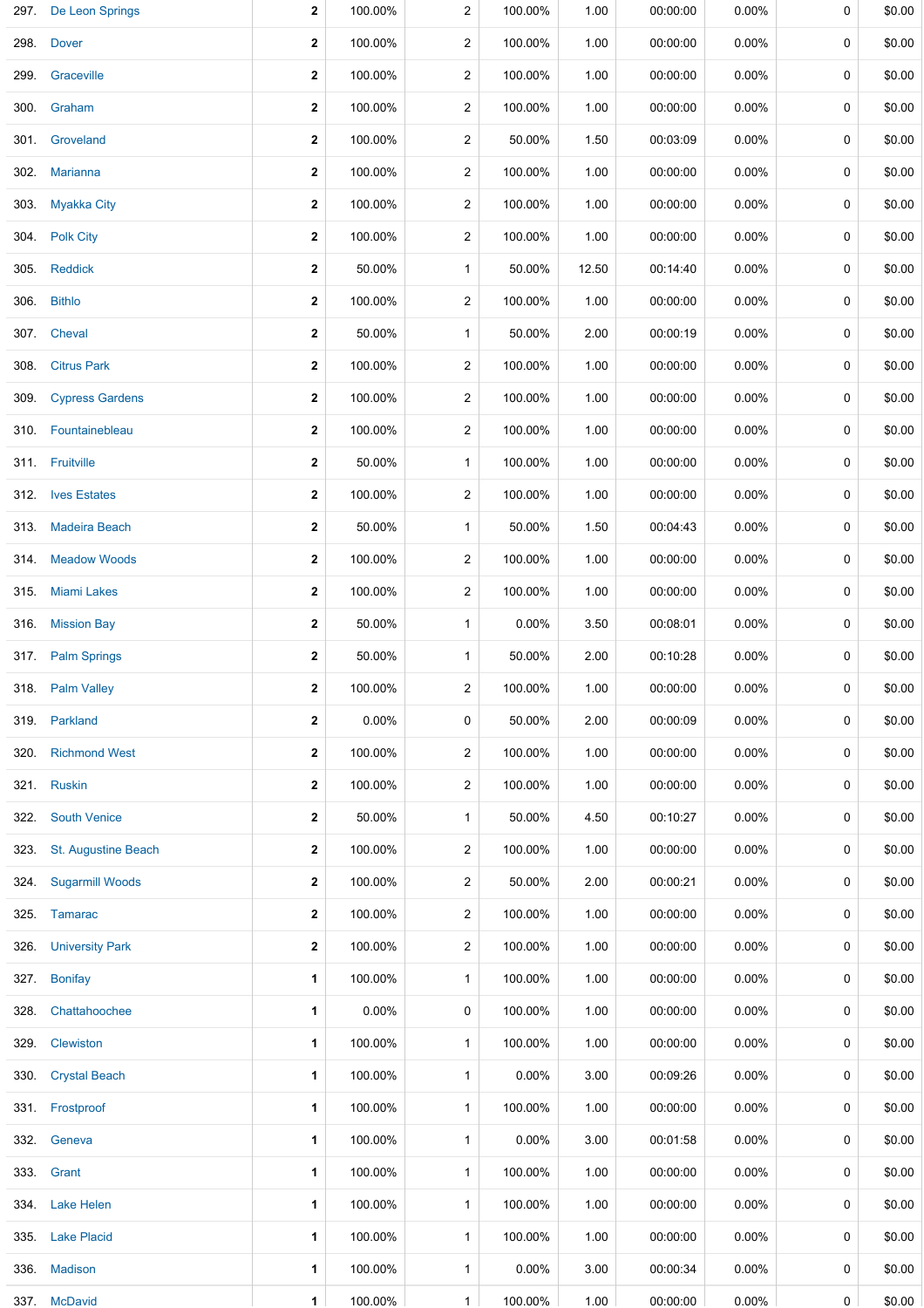| | | | | | | | | | | |
|---|---|---|---|---|---|---|---|---|---|---|
| 297. | De Leon Springs | 2 | 100.00% | 2 | 100.00% | 1.00 | 00:00:00 | 0.00% | 0 | $0.00 |
| 298. | Dover | 2 | 100.00% | 2 | 100.00% | 1.00 | 00:00:00 | 0.00% | 0 | $0.00 |
| 299. | Graceville | 2 | 100.00% | 2 | 100.00% | 1.00 | 00:00:00 | 0.00% | 0 | $0.00 |
| 300. | Graham | 2 | 100.00% | 2 | 100.00% | 1.00 | 00:00:00 | 0.00% | 0 | $0.00 |
| 301. | Groveland | 2 | 100.00% | 2 | 50.00% | 1.50 | 00:03:09 | 0.00% | 0 | $0.00 |
| 302. | Marianna | 2 | 100.00% | 2 | 100.00% | 1.00 | 00:00:00 | 0.00% | 0 | $0.00 |
| 303. | Myakka City | 2 | 100.00% | 2 | 100.00% | 1.00 | 00:00:00 | 0.00% | 0 | $0.00 |
| 304. | Polk City | 2 | 100.00% | 2 | 100.00% | 1.00 | 00:00:00 | 0.00% | 0 | $0.00 |
| 305. | Reddick | 2 | 50.00% | 1 | 50.00% | 12.50 | 00:14:40 | 0.00% | 0 | $0.00 |
| 306. | Bithlo | 2 | 100.00% | 2 | 100.00% | 1.00 | 00:00:00 | 0.00% | 0 | $0.00 |
| 307. | Cheval | 2 | 50.00% | 1 | 50.00% | 2.00 | 00:00:19 | 0.00% | 0 | $0.00 |
| 308. | Citrus Park | 2 | 100.00% | 2 | 100.00% | 1.00 | 00:00:00 | 0.00% | 0 | $0.00 |
| 309. | Cypress Gardens | 2 | 100.00% | 2 | 100.00% | 1.00 | 00:00:00 | 0.00% | 0 | $0.00 |
| 310. | Fountainebleau | 2 | 100.00% | 2 | 100.00% | 1.00 | 00:00:00 | 0.00% | 0 | $0.00 |
| 311. | Fruitville | 2 | 50.00% | 1 | 100.00% | 1.00 | 00:00:00 | 0.00% | 0 | $0.00 |
| 312. | Ives Estates | 2 | 100.00% | 2 | 100.00% | 1.00 | 00:00:00 | 0.00% | 0 | $0.00 |
| 313. | Madeira Beach | 2 | 50.00% | 1 | 50.00% | 1.50 | 00:04:43 | 0.00% | 0 | $0.00 |
| 314. | Meadow Woods | 2 | 100.00% | 2 | 100.00% | 1.00 | 00:00:00 | 0.00% | 0 | $0.00 |
| 315. | Miami Lakes | 2 | 100.00% | 2 | 100.00% | 1.00 | 00:00:00 | 0.00% | 0 | $0.00 |
| 316. | Mission Bay | 2 | 50.00% | 1 | 0.00% | 3.50 | 00:08:01 | 0.00% | 0 | $0.00 |
| 317. | Palm Springs | 2 | 50.00% | 1 | 50.00% | 2.00 | 00:10:28 | 0.00% | 0 | $0.00 |
| 318. | Palm Valley | 2 | 100.00% | 2 | 100.00% | 1.00 | 00:00:00 | 0.00% | 0 | $0.00 |
| 319. | Parkland | 2 | 0.00% | 0 | 50.00% | 2.00 | 00:00:09 | 0.00% | 0 | $0.00 |
| 320. | Richmond West | 2 | 100.00% | 2 | 100.00% | 1.00 | 00:00:00 | 0.00% | 0 | $0.00 |
| 321. | Ruskin | 2 | 100.00% | 2 | 100.00% | 1.00 | 00:00:00 | 0.00% | 0 | $0.00 |
| 322. | South Venice | 2 | 50.00% | 1 | 50.00% | 4.50 | 00:10:27 | 0.00% | 0 | $0.00 |
| 323. | St. Augustine Beach | 2 | 100.00% | 2 | 100.00% | 1.00 | 00:00:00 | 0.00% | 0 | $0.00 |
| 324. | Sugarmill Woods | 2 | 100.00% | 2 | 50.00% | 2.00 | 00:00:21 | 0.00% | 0 | $0.00 |
| 325. | Tamarac | 2 | 100.00% | 2 | 100.00% | 1.00 | 00:00:00 | 0.00% | 0 | $0.00 |
| 326. | University Park | 2 | 100.00% | 2 | 100.00% | 1.00 | 00:00:00 | 0.00% | 0 | $0.00 |
| 327. | Bonifay | 1 | 100.00% | 1 | 100.00% | 1.00 | 00:00:00 | 0.00% | 0 | $0.00 |
| 328. | Chattahoochee | 1 | 0.00% | 0 | 100.00% | 1.00 | 00:00:00 | 0.00% | 0 | $0.00 |
| 329. | Clewiston | 1 | 100.00% | 1 | 100.00% | 1.00 | 00:00:00 | 0.00% | 0 | $0.00 |
| 330. | Crystal Beach | 1 | 100.00% | 1 | 0.00% | 3.00 | 00:09:26 | 0.00% | 0 | $0.00 |
| 331. | Frostproof | 1 | 100.00% | 1 | 100.00% | 1.00 | 00:00:00 | 0.00% | 0 | $0.00 |
| 332. | Geneva | 1 | 100.00% | 1 | 0.00% | 3.00 | 00:01:58 | 0.00% | 0 | $0.00 |
| 333. | Grant | 1 | 100.00% | 1 | 100.00% | 1.00 | 00:00:00 | 0.00% | 0 | $0.00 |
| 334. | Lake Helen | 1 | 100.00% | 1 | 100.00% | 1.00 | 00:00:00 | 0.00% | 0 | $0.00 |
| 335. | Lake Placid | 1 | 100.00% | 1 | 100.00% | 1.00 | 00:00:00 | 0.00% | 0 | $0.00 |
| 336. | Madison | 1 | 100.00% | 1 | 0.00% | 3.00 | 00:00:34 | 0.00% | 0 | $0.00 |
| 337. | McDavid | 1 | 100.00% | 1 | 100.00% | 1.00 | 00:00:00 | 0.00% | 0 | $0.00 |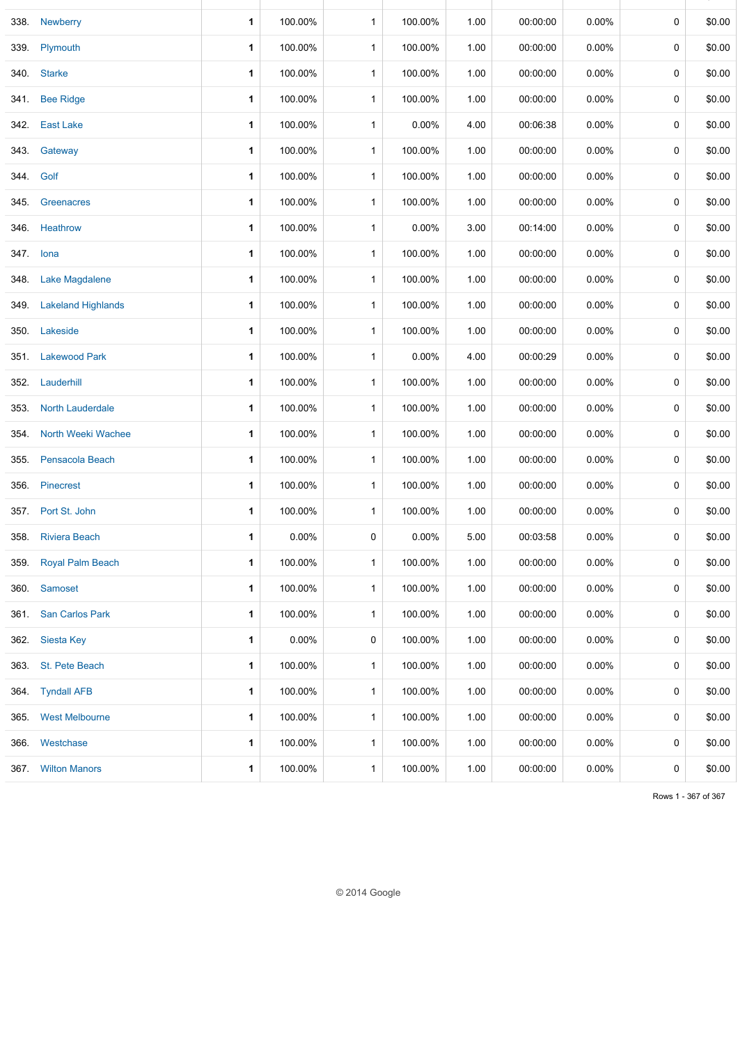| | | | | | | | | | | |
|---|---|---|---|---|---|---|---|---|---|---|
| 338. | Newberry | 1 | 100.00% | 1 | 100.00% | 1.00 | 00:00:00 | 0.00% | 0 | $0.00 |
| 339. | Plymouth | 1 | 100.00% | 1 | 100.00% | 1.00 | 00:00:00 | 0.00% | 0 | $0.00 |
| 340. | Starke | 1 | 100.00% | 1 | 100.00% | 1.00 | 00:00:00 | 0.00% | 0 | $0.00 |
| 341. | Bee Ridge | 1 | 100.00% | 1 | 100.00% | 1.00 | 00:00:00 | 0.00% | 0 | $0.00 |
| 342. | East Lake | 1 | 100.00% | 1 | 0.00% | 4.00 | 00:06:38 | 0.00% | 0 | $0.00 |
| 343. | Gateway | 1 | 100.00% | 1 | 100.00% | 1.00 | 00:00:00 | 0.00% | 0 | $0.00 |
| 344. | Golf | 1 | 100.00% | 1 | 100.00% | 1.00 | 00:00:00 | 0.00% | 0 | $0.00 |
| 345. | Greenacres | 1 | 100.00% | 1 | 100.00% | 1.00 | 00:00:00 | 0.00% | 0 | $0.00 |
| 346. | Heathrow | 1 | 100.00% | 1 | 0.00% | 3.00 | 00:14:00 | 0.00% | 0 | $0.00 |
| 347. | Iona | 1 | 100.00% | 1 | 100.00% | 1.00 | 00:00:00 | 0.00% | 0 | $0.00 |
| 348. | Lake Magdalene | 1 | 100.00% | 1 | 100.00% | 1.00 | 00:00:00 | 0.00% | 0 | $0.00 |
| 349. | Lakeland Highlands | 1 | 100.00% | 1 | 100.00% | 1.00 | 00:00:00 | 0.00% | 0 | $0.00 |
| 350. | Lakeside | 1 | 100.00% | 1 | 100.00% | 1.00 | 00:00:00 | 0.00% | 0 | $0.00 |
| 351. | Lakewood Park | 1 | 100.00% | 1 | 0.00% | 4.00 | 00:00:29 | 0.00% | 0 | $0.00 |
| 352. | Lauderhill | 1 | 100.00% | 1 | 100.00% | 1.00 | 00:00:00 | 0.00% | 0 | $0.00 |
| 353. | North Lauderdale | 1 | 100.00% | 1 | 100.00% | 1.00 | 00:00:00 | 0.00% | 0 | $0.00 |
| 354. | North Weeki Wachee | 1 | 100.00% | 1 | 100.00% | 1.00 | 00:00:00 | 0.00% | 0 | $0.00 |
| 355. | Pensacola Beach | 1 | 100.00% | 1 | 100.00% | 1.00 | 00:00:00 | 0.00% | 0 | $0.00 |
| 356. | Pinecrest | 1 | 100.00% | 1 | 100.00% | 1.00 | 00:00:00 | 0.00% | 0 | $0.00 |
| 357. | Port St. John | 1 | 100.00% | 1 | 100.00% | 1.00 | 00:00:00 | 0.00% | 0 | $0.00 |
| 358. | Riviera Beach | 1 | 0.00% | 0 | 0.00% | 5.00 | 00:03:58 | 0.00% | 0 | $0.00 |
| 359. | Royal Palm Beach | 1 | 100.00% | 1 | 100.00% | 1.00 | 00:00:00 | 0.00% | 0 | $0.00 |
| 360. | Samoset | 1 | 100.00% | 1 | 100.00% | 1.00 | 00:00:00 | 0.00% | 0 | $0.00 |
| 361. | San Carlos Park | 1 | 100.00% | 1 | 100.00% | 1.00 | 00:00:00 | 0.00% | 0 | $0.00 |
| 362. | Siesta Key | 1 | 0.00% | 0 | 100.00% | 1.00 | 00:00:00 | 0.00% | 0 | $0.00 |
| 363. | St. Pete Beach | 1 | 100.00% | 1 | 100.00% | 1.00 | 00:00:00 | 0.00% | 0 | $0.00 |
| 364. | Tyndall AFB | 1 | 100.00% | 1 | 100.00% | 1.00 | 00:00:00 | 0.00% | 0 | $0.00 |
| 365. | West Melbourne | 1 | 100.00% | 1 | 100.00% | 1.00 | 00:00:00 | 0.00% | 0 | $0.00 |
| 366. | Westchase | 1 | 100.00% | 1 | 100.00% | 1.00 | 00:00:00 | 0.00% | 0 | $0.00 |
| 367. | Wilton Manors | 1 | 100.00% | 1 | 100.00% | 1.00 | 00:00:00 | 0.00% | 0 | $0.00 |

Rows 1 - 367 of 367

© 2014 Google